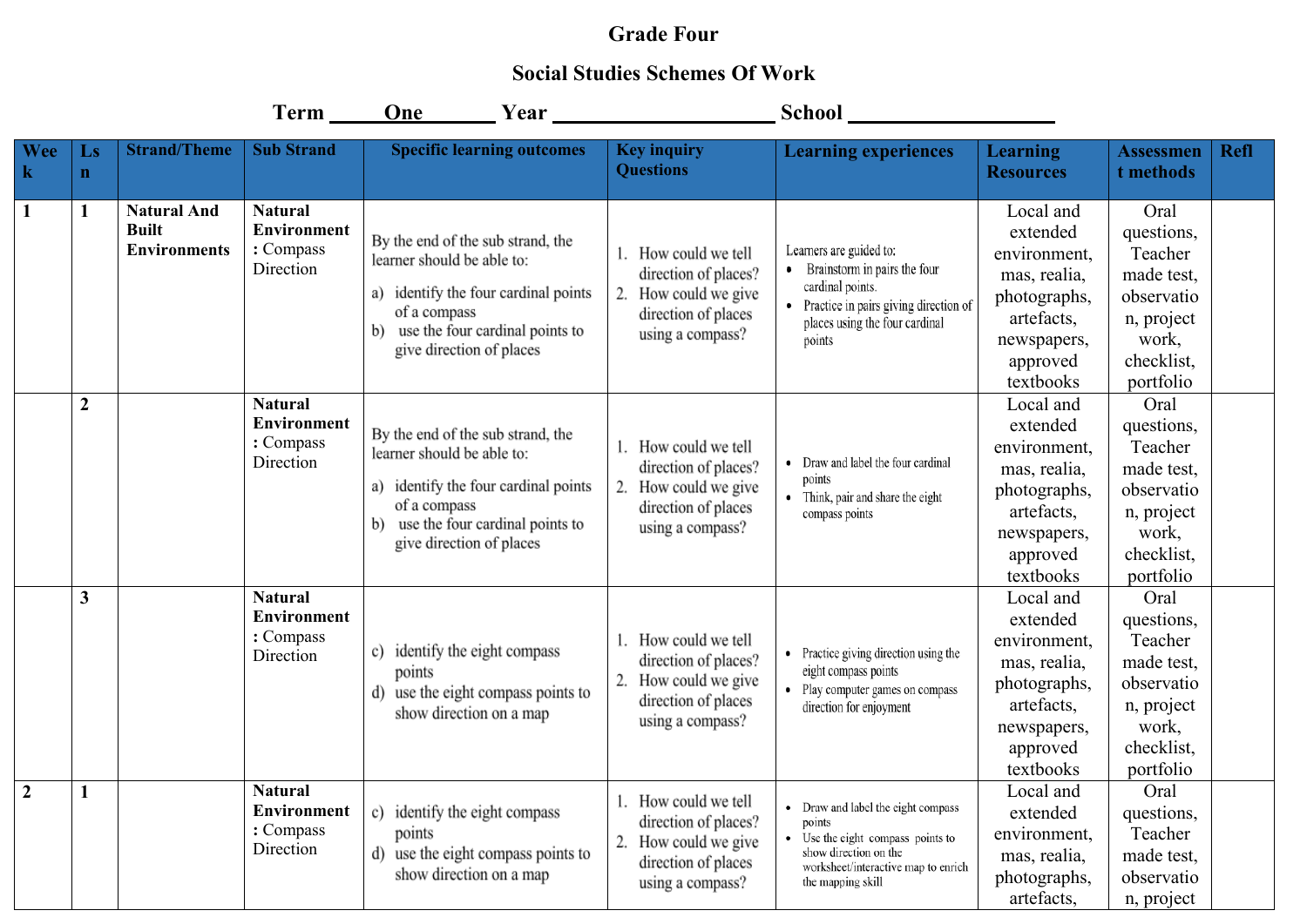**Grade Four**

**Social Studies Schemes Of Work**

**Term \_\_\_\_\_One\_\_\_\_\_ Year \_\_\_\_\_\_\_\_\_\_\_\_\_\_\_\_\_\_\_\_ School \_\_\_\_\_\_\_\_\_\_\_\_\_\_\_\_\_\_**

| Week | Lsn | Strand/Theme | Sub Strand | Specific learning outcomes | Key inquiry Questions | Learning experiences | Learning Resources | Assessment methods | Refl |
|---|---|---|---|---|---|---|---|---|---|
| 1 | 1 | **Natural And Built Environments** | **Natural Environment**: Compass Direction | By the end of the sub strand, the learner should be able to: a) identify the four cardinal points of a compass b) use the four cardinal points to give direction of places | 1. How could we tell direction of places? 2. How could we give direction of places using a compass? | Learners are guided to: • Brainstorm in pairs the four cardinal points. • Practice in pairs giving direction of places using the four cardinal points | Local and extended environment, mas, realia, photographs, artefacts, newspapers, approved textbooks | Oral questions, Teacher made test, observation, project work, checklist, portfolio | |
| | 2 | | **Natural Environment**: Compass Direction | By the end of the sub strand, the learner should be able to: a) identify the four cardinal points of a compass b) use the four cardinal points to give direction of places | 1. How could we tell direction of places? 2. How could we give direction of places using a compass? | • Draw and label the four cardinal points • Think, pair and share the eight compass points | Local and extended environment, mas, realia, photographs, artefacts, newspapers, approved textbooks | Oral questions, Teacher made test, observation, project work, checklist, portfolio | |
| | 3 | | **Natural Environment**: Compass Direction | c) identify the eight compass points d) use the eight compass points to show direction on a map | 1. How could we tell direction of places? 2. How could we give direction of places using a compass? | • Practice giving direction using the eight compass points • Play computer games on compass direction for enjoyment | Local and extended environment, mas, realia, photographs, artefacts, newspapers, approved textbooks | Oral questions, Teacher made test, observation, project work, checklist, portfolio | |
| 2 | 1 | | **Natural Environment**: Compass Direction | c) identify the eight compass points d) use the eight compass points to show direction on a map | 1. How could we tell direction of places? 2. How could we give direction of places using a compass? | • Draw and label the eight compass points • Use the eight compass points to show direction on the worksheet/interactive map to enrich the mapping skill | Local and extended environment, mas, realia, photographs, artefacts, | Oral questions, Teacher made test, observation, project | |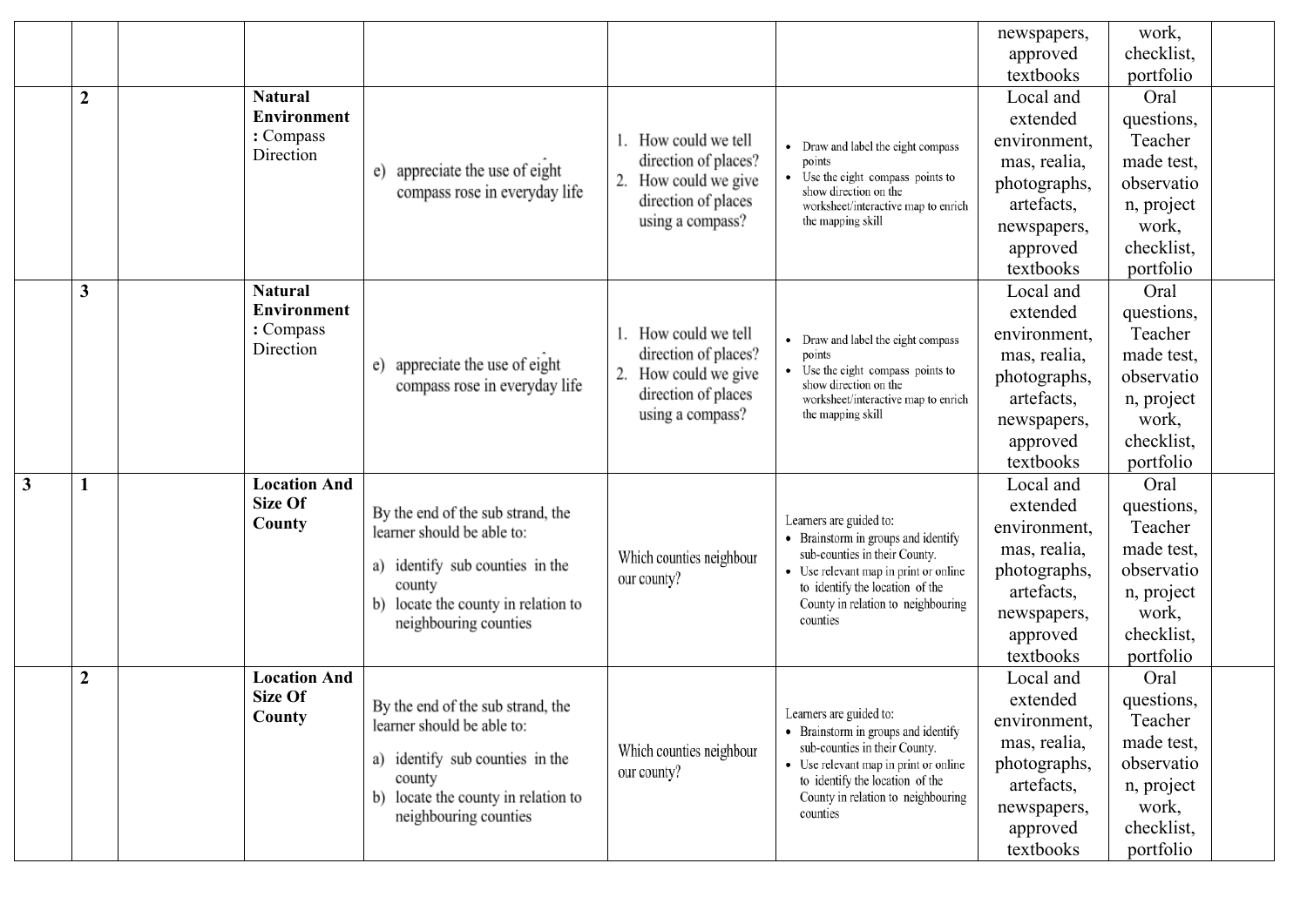| | | | | | | | | | |
|---|---|---|---|---|---|---|---|---|---|
| | | | | | | | newspapers, approved textbooks | work, checklist, portfolio | |
| | 2 | | **Natural Environment :** Compass Direction | e) appreciate the use of eight compass rose in everyday life | 1. How could we tell direction of places? 2. How could we give direction of places using a compass? | • Draw and label the eight compass points • Use the eight compass points to show direction on the worksheet/interactive map to enrich the mapping skill | Local and extended environment, mas, realia, photographs, artefacts, newspapers, approved textbooks | Oral questions, Teacher made test, observation, project work, checklist, portfolio | |
| | 3 | | **Natural Environment :** Compass Direction | e) appreciate the use of eight compass rose in everyday life | 1. How could we tell direction of places? 2. How could we give direction of places using a compass? | • Draw and label the eight compass points • Use the eight compass points to show direction on the worksheet/interactive map to enrich the mapping skill | Local and extended environment, mas, realia, photographs, artefacts, newspapers, approved textbooks | Oral questions, Teacher made test, observation, project work, checklist, portfolio | |
| 3 | 1 | | **Location And Size Of County** | By the end of the sub strand, the learner should be able to: a) identify sub counties in the county b) locate the county in relation to neighbouring counties | Which counties neighbour our county? | Learners are guided to: • Brainstorm in groups and identify sub-counties in their County. • Use relevant map in print or online to identify the location of the County in relation to neighbouring counties | Local and extended environment, mas, realia, photographs, artefacts, newspapers, approved textbooks | Oral questions, Teacher made test, observation, project work, checklist, portfolio | |
| | 2 | | **Location And Size Of County** | By the end of the sub strand, the learner should be able to: a) identify sub counties in the county b) locate the county in relation to neighbouring counties | Which counties neighbour our county? | Learners are guided to: • Brainstorm in groups and identify sub-counties in their County. • Use relevant map in print or online to identify the location of the County in relation to neighbouring counties | Local and extended environment, mas, realia, photographs, artefacts, newspapers, approved textbooks | Oral questions, Teacher made test, observation, project work, checklist, portfolio | |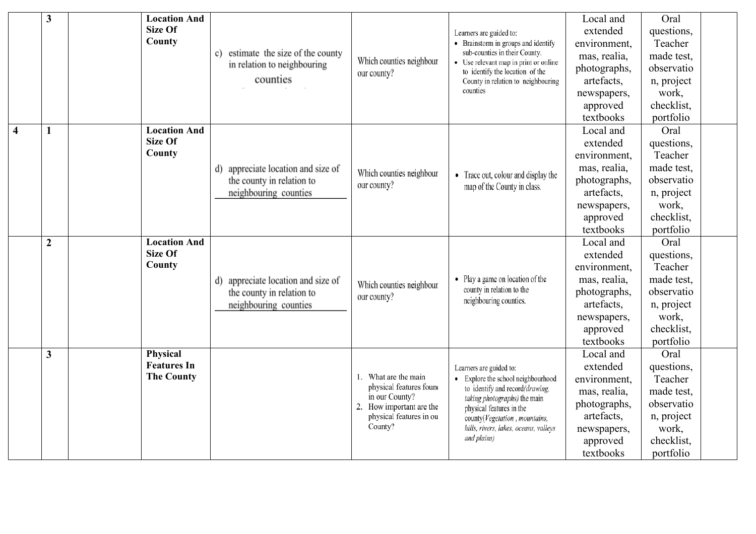|  |  |  |  |  |  |  |  |  |  |
|---|---|---|---|---|---|---|---|---|---|
|  | **3** |  | **Location And Size Of County** | c) estimate the size of the county in relation to neighbouring counties | Which counties neighbour our county? | Learners are guided to:<br>• Brainstorm in groups and identify sub-counties in their County.<br>• Use relevant map in print or online to identify the location of the County in relation to neighbouring counties | Local and extended environment, mas, realia, photographs, artefacts, newspapers, approved textbooks | Oral questions, Teacher made test, observation, project work, checklist, portfolio |  |
| **4** | **1** |  | **Location And Size Of County** | d) appreciate location and size of the county in relation to neighbouring counties | Which counties neighbour our county? | • Trace out, colour and display the map of the County in class. | Local and extended environment, mas, realia, photographs, artefacts, newspapers, approved textbooks | Oral questions, Teacher made test, observation, project work, checklist, portfolio |  |
|  | **2** |  | **Location And Size Of County** | d) appreciate location and size of the county in relation to neighbouring counties | Which counties neighbour our county? | • Play a game on location of the county in relation to the neighbouring counties. | Local and extended environment, mas, realia, photographs, artefacts, newspapers, approved textbooks | Oral questions, Teacher made test, observation, project work, checklist, portfolio |  |
|  | **3** |  | **Physical Features In The County** |  | 1. What are the main physical features found in our County?<br>2. How important are the physical features in our County? | Learners are guided to:<br>• Explore the school neighbourhood to identify and record*(drawing, taking photographs)* the main physical features in the county(*Vegetation , mountains, hills, rivers, lakes, oceans, valleys and plains)* | Local and extended environment, mas, realia, photographs, artefacts, newspapers, approved textbooks | Oral questions, Teacher made test, observation, project work, checklist, portfolio |  |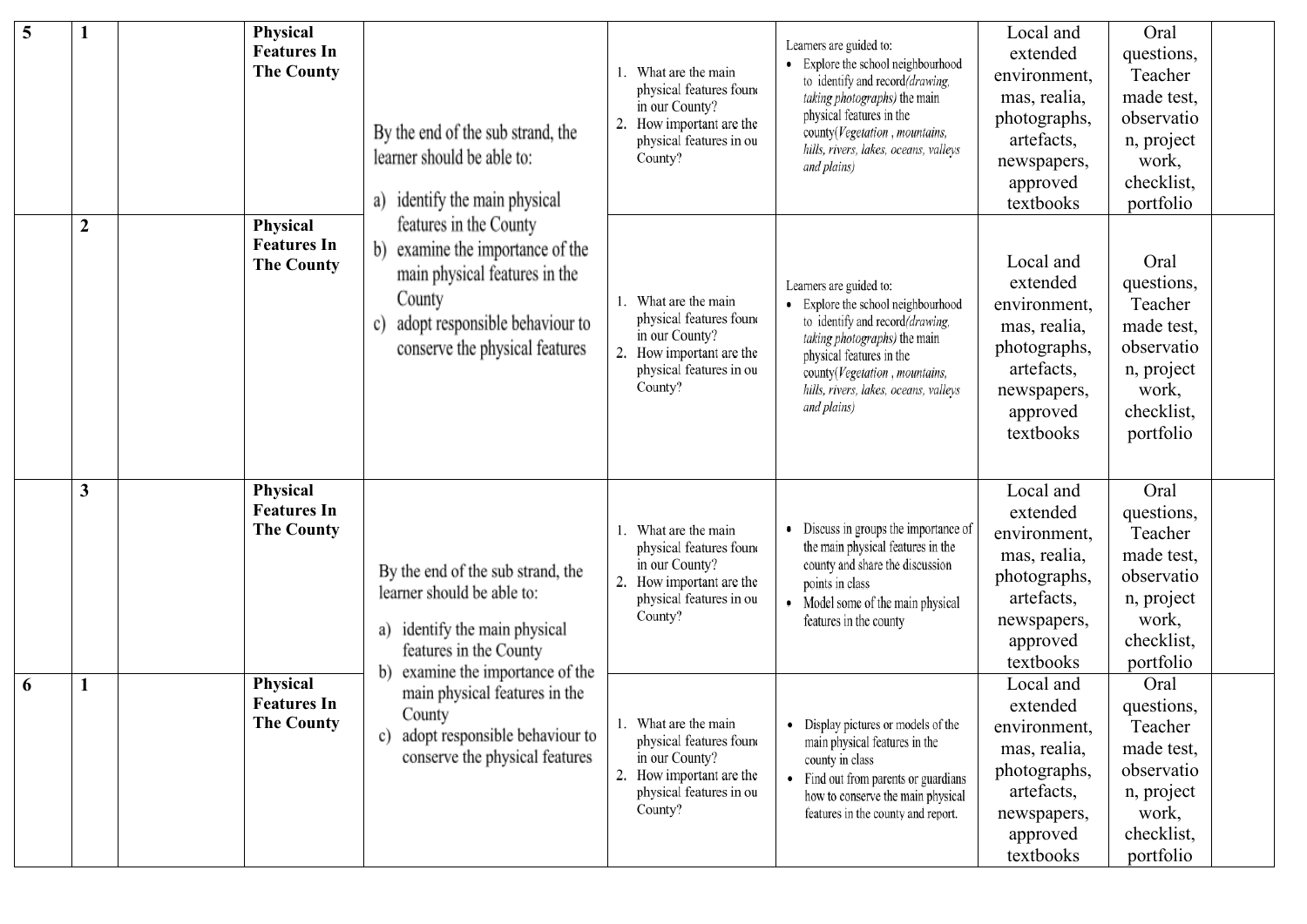| 5 | 1 | | Physical Features In The County | By the end of the sub strand, the learner should be able to:<br>a) identify the main physical features in the County<br>b) examine the importance of the main physical features in the County<br>c) adopt responsible behaviour to conserve the physical features | 1. What are the main physical features found in our County?<br>2. How important are the physical features in our County? | Learners are guided to:<br>• Explore the school neighbourhood to identify and record*(drawing, taking photographs)* the main physical features in the county*(Vegetation , mountains, hills, rivers, lakes, oceans, valleys and plains)* | Local and extended environment, mas, realia, photographs, artefacts, newspapers, approved textbooks | Oral questions, Teacher made test, observation, project work, checklist, portfolio | |
|---|---|---|---|---|---|---|---|---|---|
| | 2 | | Physical Features In The County | | 1. What are the main physical features found in our County?<br>2. How important are the physical features in our County? | Learners are guided to:<br>• Explore the school neighbourhood to identify and record*(drawing, taking photographs)* the main physical features in the county*(Vegetation , mountains, hills, rivers, lakes, oceans, valleys and plains)* | Local and extended environment, mas, realia, photographs, artefacts, newspapers, approved textbooks | Oral questions, Teacher made test, observation, project work, checklist, portfolio | |
| | 3 | | Physical Features In The County | By the end of the sub strand, the learner should be able to:<br>a) identify the main physical features in the County<br>b) examine the importance of the main physical features in the County<br>c) adopt responsible behaviour to conserve the physical features | 1. What are the main physical features found in our County?<br>2. How important are the physical features in our County? | • Discuss in groups the importance of the main physical features in the county and share the discussion points in class<br>• Model some of the main physical features in the county | Local and extended environment, mas, realia, photographs, artefacts, newspapers, approved textbooks | Oral questions, Teacher made test, observation, project work, checklist, portfolio | |
| 6 | 1 | | Physical Features In The County | | 1. What are the main physical features found in our County?<br>2. How important are the physical features in our County? | • Display pictures or models of the main physical features in the county in class<br>• Find out from parents or guardians how to conserve the main physical features in the county and report. | Local and extended environment, mas, realia, photographs, artefacts, newspapers, approved textbooks | Oral questions, Teacher made test, observation, project work, checklist, portfolio | |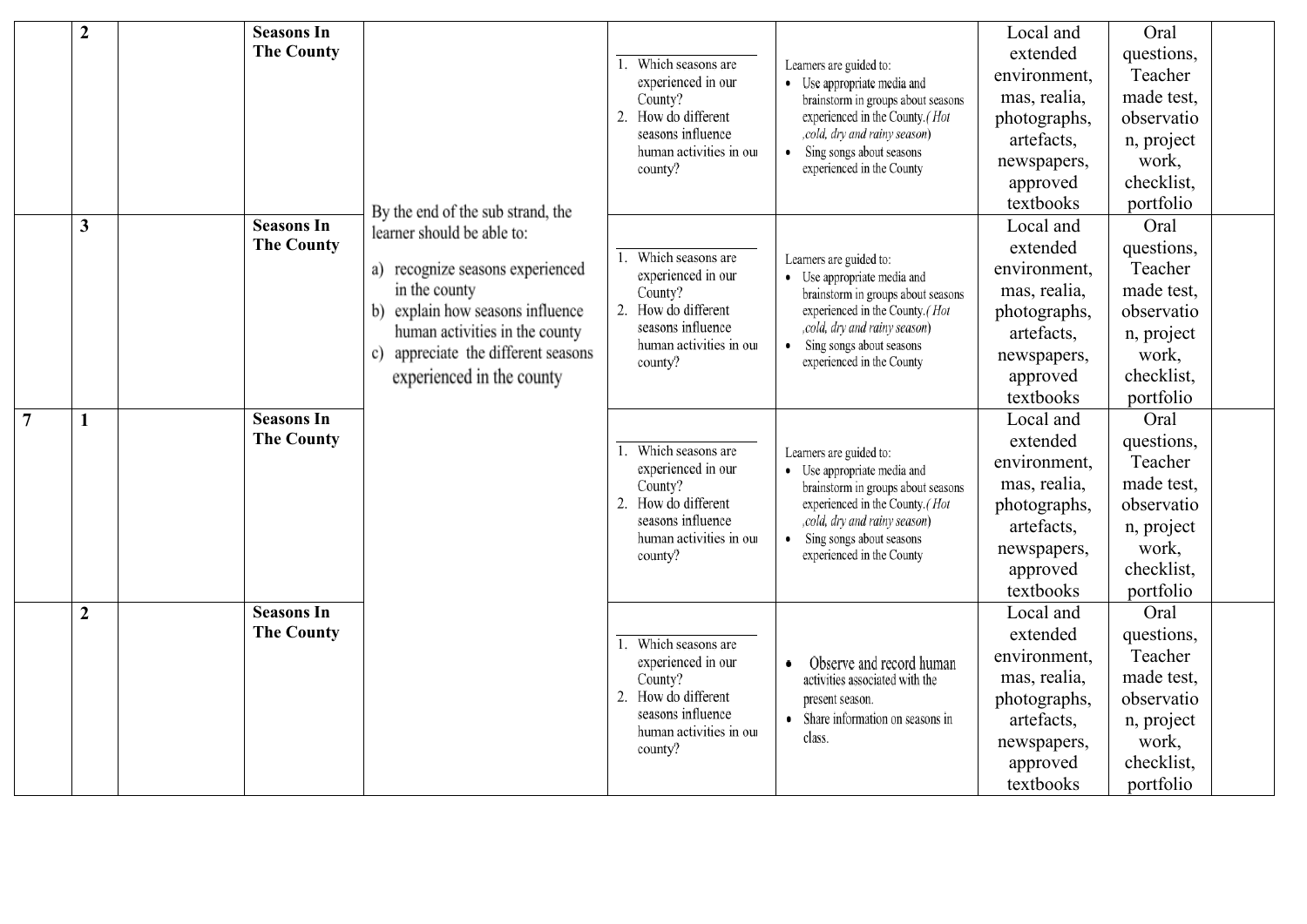| | | | | | | | | | |
|---|---|---|---|---|---|---|---|---|---|
| | **2** | | **Seasons In The County** | By the end of the sub strand, the learner should be able to: a) recognize seasons experienced in the county b) explain how seasons influence human activities in the county c) appreciate the different seasons experienced in the county | 1. Which seasons are experienced in our County? 2. How do different seasons influence human activities in our county? | Learners are guided to: • Use appropriate media and brainstorm in groups about seasons experienced in the County.( *Hot ,cold, dry and rainy season*) • Sing songs about seasons experienced in the County | Local and extended environment, mas, realia, photographs, artefacts, newspapers, approved textbooks | Oral questions, Teacher made test, observation, project work, checklist, portfolio | |
| | **3** | | **Seasons In The County** | | 1. Which seasons are experienced in our County? 2. How do different seasons influence human activities in our county? | Learners are guided to: • Use appropriate media and brainstorm in groups about seasons experienced in the County.( *Hot ,cold, dry and rainy season*) • Sing songs about seasons experienced in the County | Local and extended environment, mas, realia, photographs, artefacts, newspapers, approved textbooks | Oral questions, Teacher made test, observation, project work, checklist, portfolio | |
| **7** | **1** | | **Seasons In The County** | | 1. Which seasons are experienced in our County? 2. How do different seasons influence human activities in our county? | Learners are guided to: • Use appropriate media and brainstorm in groups about seasons experienced in the County.( *Hot ,cold, dry and rainy season*) • Sing songs about seasons experienced in the County | Local and extended environment, mas, realia, photographs, artefacts, newspapers, approved textbooks | Oral questions, Teacher made test, observation, project work, checklist, portfolio | |
| | **2** | | **Seasons In The County** | | 1. Which seasons are experienced in our County? 2. How do different seasons influence human activities in our county? | • Observe and record human activities associated with the present season. • Share information on seasons in class. | Local and extended environment, mas, realia, photographs, artefacts, newspapers, approved textbooks | Oral questions, Teacher made test, observation, project work, checklist, portfolio | |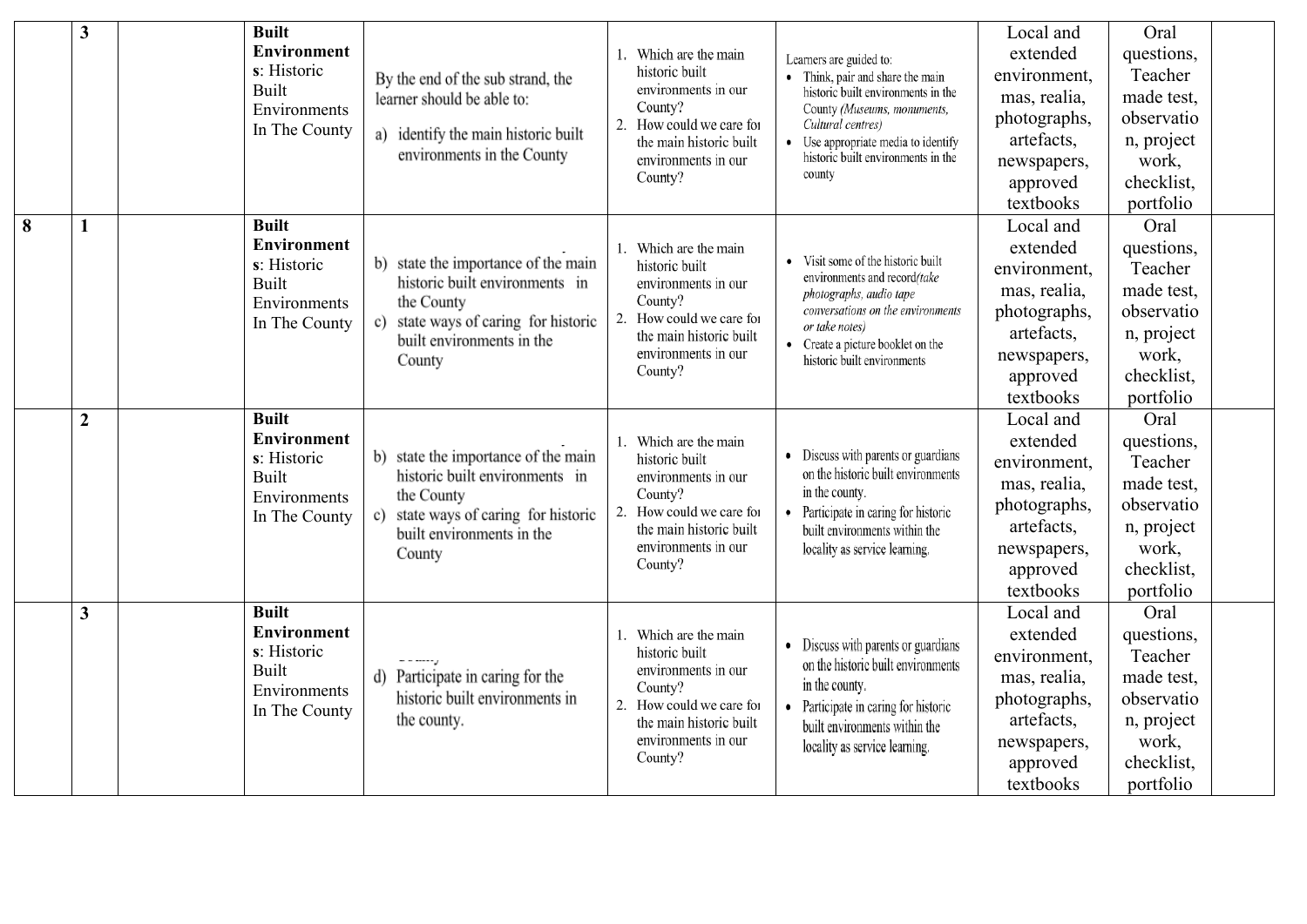|  | 3 |  | **Built Environments**: Historic Built Environments In The County | By the end of the sub strand, the learner should be able to:<br>a) identify the main historic built environments in the County | 1. Which are the main historic built environments in our County?<br>2. How could we care for the main historic built environments in our County? | Learners are guided to:<br>• Think, pair and share the main historic built environments in the County *(Museums, monuments, Cultural centres)*<br>• Use appropriate media to identify historic built environments in the county | Local and extended environment, mas, realia, photographs, artefacts, newspapers, approved textbooks | Oral questions, Teacher made test, observation, project work, checklist, portfolio |  |
|---|---|---|---|---|---|---|---|---|---|
| **8** | **1** |  | **Built Environments**: Historic Built Environments In The County | b) state the importance of the main historic built environments in the County<br>c) state ways of caring for historic built environments in the County | 1. Which are the main historic built environments in our County?<br>2. How could we care for the main historic built environments in our County? | • Visit some of the historic built environments and record*(take photographs, audio tape conversations on the environments or take notes)*<br>• Create a picture booklet on the historic built environments | Local and extended environment, mas, realia, photographs, artefacts, newspapers, approved textbooks | Oral questions, Teacher made test, observation, project work, checklist, portfolio |  |
|  | **2** |  | **Built Environments**: Historic Built Environments In The County | b) state the importance of the main historic built environments in the County<br>c) state ways of caring for historic built environments in the County | 1. Which are the main historic built environments in our County?<br>2. How could we care for the main historic built environments in our County? | • Discuss with parents or guardians on the historic built environments in the county.<br>• Participate in caring for historic built environments within the locality as service learning. | Local and extended environment, mas, realia, photographs, artefacts, newspapers, approved textbooks | Oral questions, Teacher made test, observation, project work, checklist, portfolio |  |
|  | **3** |  | **Built Environments**: Historic Built Environments In The County | d) Participate in caring for the historic built environments in the county. | 1. Which are the main historic built environments in our County?<br>2. How could we care for the main historic built environments in our County? | • Discuss with parents or guardians on the historic built environments in the county.<br>• Participate in caring for historic built environments within the locality as service learning. | Local and extended environment, mas, realia, photographs, artefacts, newspapers, approved textbooks | Oral questions, Teacher made test, observation, project work, checklist, portfolio |  |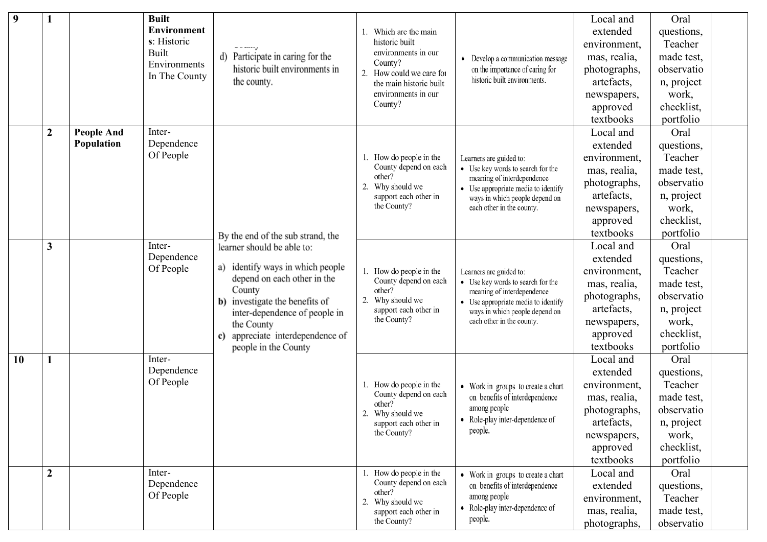| 9 | 1 | | **Built Environments**: Historic Built Environments In The County | d) Participate in caring for the historic built environments in the county. | 1. Which are the main historic built environments in our County?<br>2. How could we care for the main historic built environments in our County? | • Develop a communication message on the importance of caring for historic built environments. | Local and extended environment, mas, realia, photographs, artefacts, newspapers, approved textbooks | Oral questions, Teacher made test, observation, project work, checklist, portfolio | |
|---|---|---|---|---|---|---|---|---|---|
| | 2 | **People And Population** | Inter-Dependence Of People | By the end of the sub strand, the learner should be able to:<br>a) identify ways in which people depend on each other in the County<br>**b)** investigate the benefits of inter-dependence of people in the County<br>**c)** appreciate interdependence of people in the County | 1. How do people in the County depend on each other?<br>2. Why should we support each other in the County? | Learners are guided to:<br>• Use key words to search for the meaning of interdependence<br>• Use appropriate media to identify ways in which people depend on each other in the county. | Local and extended environment, mas, realia, photographs, artefacts, newspapers, approved textbooks | Oral questions, Teacher made test, observation, project work, checklist, portfolio | |
| | 3 | | Inter-Dependence Of People | | 1. How do people in the County depend on each other?<br>2. Why should we support each other in the County? | Learners are guided to:<br>• Use key words to search for the meaning of interdependence<br>• Use appropriate media to identify ways in which people depend on each other in the county. | Local and extended environment, mas, realia, photographs, artefacts, newspapers, approved textbooks | Oral questions, Teacher made test, observation, project work, checklist, portfolio | |
| 10 | 1 | | Inter-Dependence Of People | | 1. How do people in the County depend on each other?<br>2. Why should we support each other in the County? | • Work in groups to create a chart on benefits of interdependence among people<br>• Role-play inter-dependence of people. | Local and extended environment, mas, realia, photographs, artefacts, newspapers, approved textbooks | Oral questions, Teacher made test, observation, project work, checklist, portfolio | |
| | 2 | | Inter-Dependence Of People | | 1. How do people in the County depend on each other?<br>2. Why should we support each other in the County? | • Work in groups to create a chart on benefits of interdependence among people<br>• Role-play inter-dependence of people. | Local and extended environment, mas, realia, photographs, | Oral questions, Teacher made test, observatio | |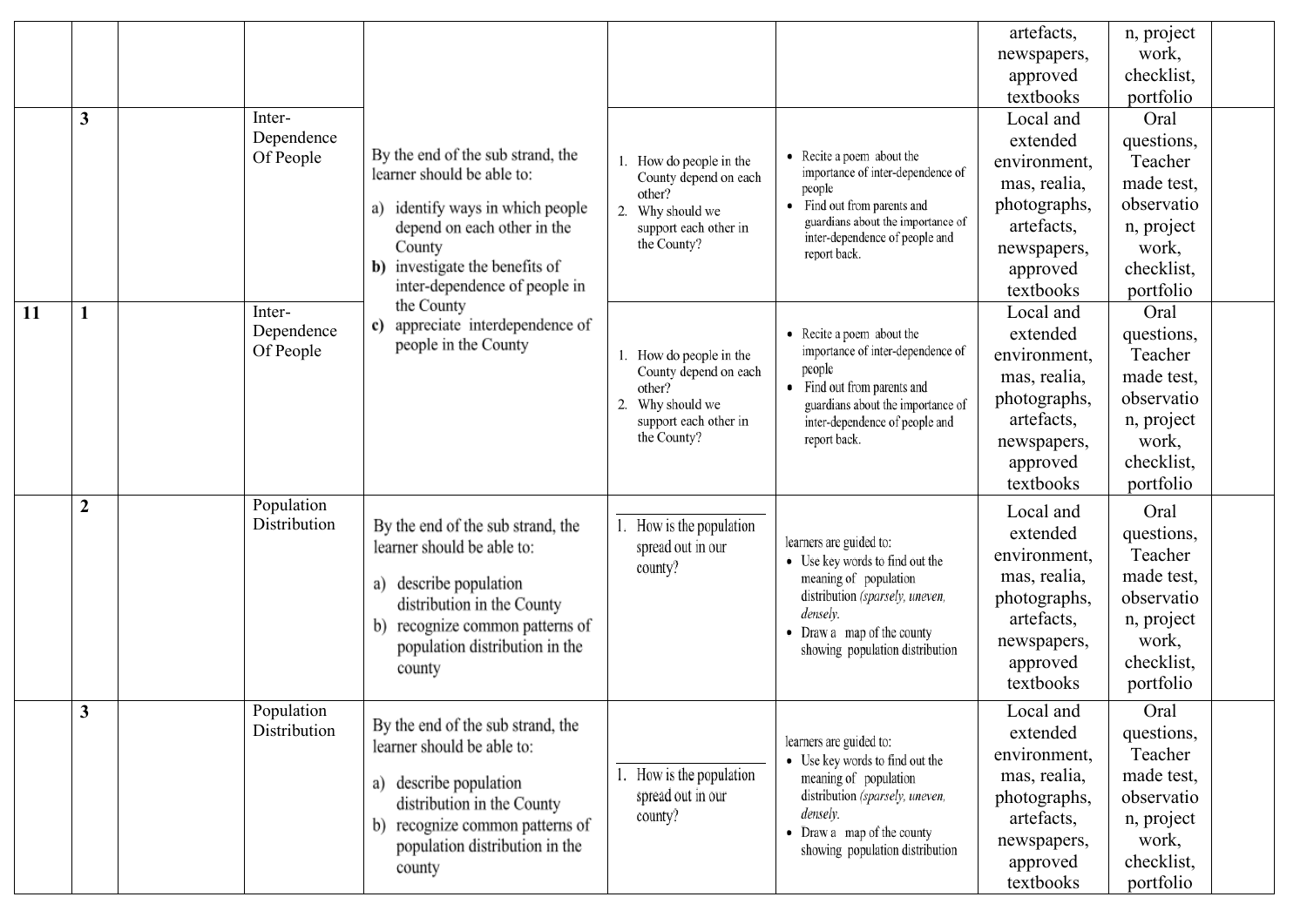| | | | | | | | | | |
|---|---|---|---|---|---|---|---|---|---|
| | | | | | | | artefacts, newspapers, approved textbooks | n, project work, checklist, portfolio | |
| | 3 | | Inter-Dependence Of People | By the end of the sub strand, the learner should be able to: a) identify ways in which people depend on each other in the County **b)** investigate the benefits of inter-dependence of people in the County **c)** appreciate interdependence of people in the County | 1. How do people in the County depend on each other? 2. Why should we support each other in the County? | • Recite a poem about the importance of inter-dependence of people • Find out from parents and guardians about the importance of inter-dependence of people and report back. | Local and extended environment, mas, realia, photographs, artefacts, newspapers, approved textbooks | Oral questions, Teacher made test, observation, project work, checklist, portfolio | |
| **11** | **1** | | Inter-Dependence Of People | | 1. How do people in the County depend on each other? 2. Why should we support each other in the County? | • Recite a poem about the importance of inter-dependence of people • Find out from parents and guardians about the importance of inter-dependence of people and report back. | Local and extended environment, mas, realia, photographs, artefacts, newspapers, approved textbooks | Oral questions, Teacher made test, observation, project work, checklist, portfolio | |
| | 2 | | Population Distribution | By the end of the sub strand, the learner should be able to: a) describe population distribution in the County b) recognize common patterns of population distribution in the county | 1. How is the population spread out in our county? | learners are guided to: • Use key words to find out the meaning of population distribution *(sparsely, uneven, densely.* • Draw a map of the county showing population distribution | Local and extended environment, mas, realia, photographs, artefacts, newspapers, approved textbooks | Oral questions, Teacher made test, observation, project work, checklist, portfolio | |
| | 3 | | Population Distribution | By the end of the sub strand, the learner should be able to: a) describe population distribution in the County b) recognize common patterns of population distribution in the county | 1. How is the population spread out in our county? | learners are guided to: • Use key words to find out the meaning of population distribution *(sparsely, uneven, densely.* • Draw a map of the county showing population distribution | Local and extended environment, mas, realia, photographs, artefacts, newspapers, approved textbooks | Oral questions, Teacher made test, observation, project work, checklist, portfolio | |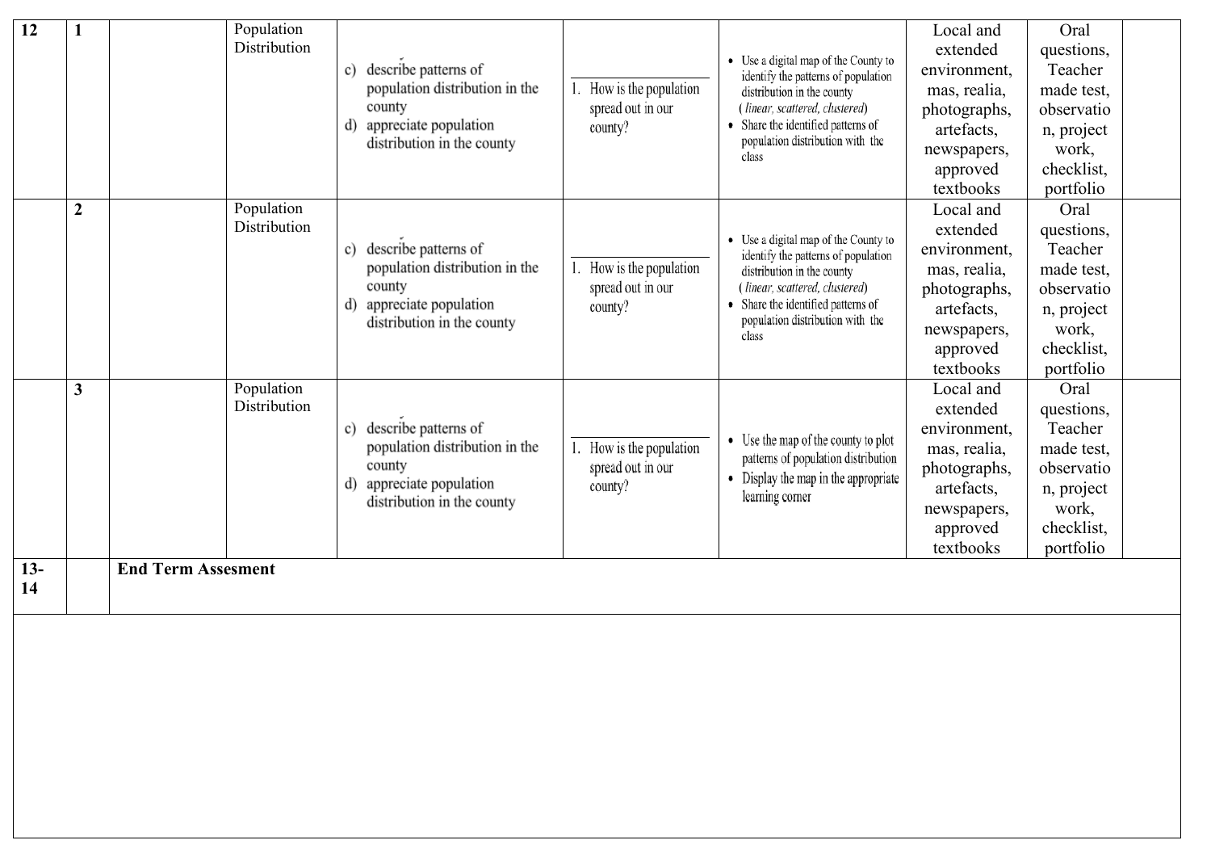| | | | | | | | | | |
|---|---|---|---|---|---|---|---|---|---|
| 12 | 1 | | Population Distribution | c) describe patterns of population distribution in the county<br>d) appreciate population distribution in the county | 1. How is the population spread out in our county? | • Use a digital map of the County to identify the patterns of population distribution in the county (*linear, scattered, clustered*)<br>• Share the identified patterns of population distribution with the class | Local and extended environment, mas, realia, photographs, artefacts, newspapers, approved textbooks | Oral questions, Teacher made test, observation, project work, checklist, portfolio | |
| | 2 | | Population Distribution | c) describe patterns of population distribution in the county<br>d) appreciate population distribution in the county | 1. How is the population spread out in our county? | • Use a digital map of the County to identify the patterns of population distribution in the county (*linear, scattered, clustered*)<br>• Share the identified patterns of population distribution with the class | Local and extended environment, mas, realia, photographs, artefacts, newspapers, approved textbooks | Oral questions, Teacher made test, observation, project work, checklist, portfolio | |
| | 3 | | Population Distribution | c) describe patterns of population distribution in the county<br>d) appreciate population distribution in the county | 1. How is the population spread out in our county? | • Use the map of the county to plot patterns of population distribution<br>• Display the map in the appropriate learning corner | Local and extended environment, mas, realia, photographs, artefacts, newspapers, approved textbooks | Oral questions, Teacher made test, observation, project work, checklist, portfolio | |
| 13-14 | | **End Term Assesment** | | | | | | | |